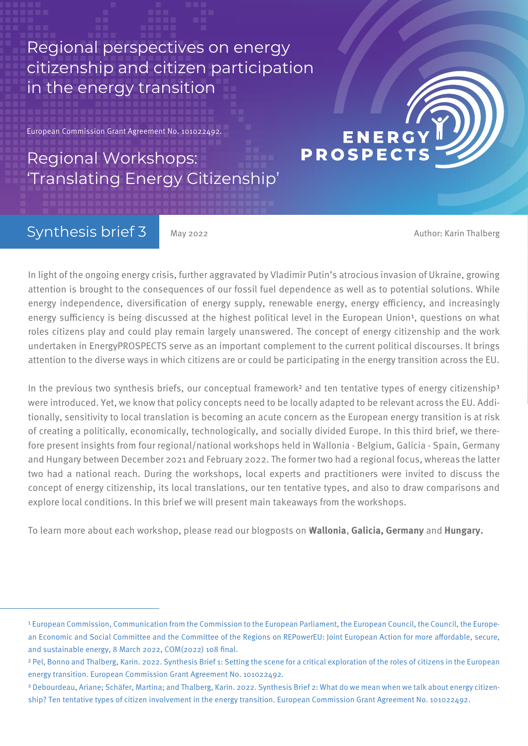# Regional perspectives on energy citizenship and citizen participation in the energy transition

European Commission Grant Agreement No. 101022492.

## Regional Workshops: 'Translating Energy Citizenship'

ENERGY PROSPECTS

**Synthesis brief 3**

May 2022

Author: Karin Thalberg

In light of the ongoing energy crisis, further aggravated by Vladimir Putin's atrocious invasion of Ukraine, growing attention is brought to the consequences of our fossil fuel dependence as well as to potential solutions. While energy independence, diversification of energy supply, renewable energy, energy efficiency, and increasingly energy sufficiency is being discussed at the highest political level in the European Union[1], questions on what roles citizens play and could play remain largely unanswered. The concept of energy citizenship and the work undertaken in EnergyPROSPECTS serve as an important complement to the current political discourses. It brings attention to the diverse ways in which citizens are or could be participating in the energy transition across the EU.

In the previous two synthesis briefs, our conceptual framework[2] and ten tentative types of energy citizenship[3] were introduced. Yet, we know that policy concepts need to be locally adapted to be relevant across the EU. Additionally, sensitivity to local translation is becoming an acute concern as the European energy transition is at risk of creating a politically, economically, technologically, and socially divided Europe. In this third brief, we therefore present insights from four regional/national workshops held in Wallonia - Belgium, Galicia - Spain, Germany and Hungary between December 2021 and February 2022. The former two had a regional focus, whereas the latter two had a national reach. During the workshops, local experts and practitioners were invited to discuss the concept of energy citizenship, its local translations, our ten tentative types, and also to draw comparisons and explore local conditions. In this brief we will present main takeaways from the workshops.

To learn more about each workshop, please read our blogposts on **Wallonia**, **Galicia, Germany** and **Hungary.**

---

[1] European Commission, Communication from the Commission to the European Parliament, the European Council, the Council, the European Economic and Social Committee and the Committee of the Regions on REPowerEU: Joint European Action for more affordable, secure, and sustainable energy, 8 March 2022, COM(2022) 108 final.

[2] Pel, Bonno and Thalberg, Karin. 2022. Synthesis Brief 1: Setting the scene for a critical exploration of the roles of citizens in the European energy transition. European Commission Grant Agreement No. 101022492.

[3] Debourdeau, Ariane; Schäfer, Martina; and Thalberg, Karin. 2022. Synthesis Brief 2: What do we mean when we talk about energy citizenship? Ten tentative types of citizen involvement in the energy transition. European Commission Grant Agreement No. 101022492.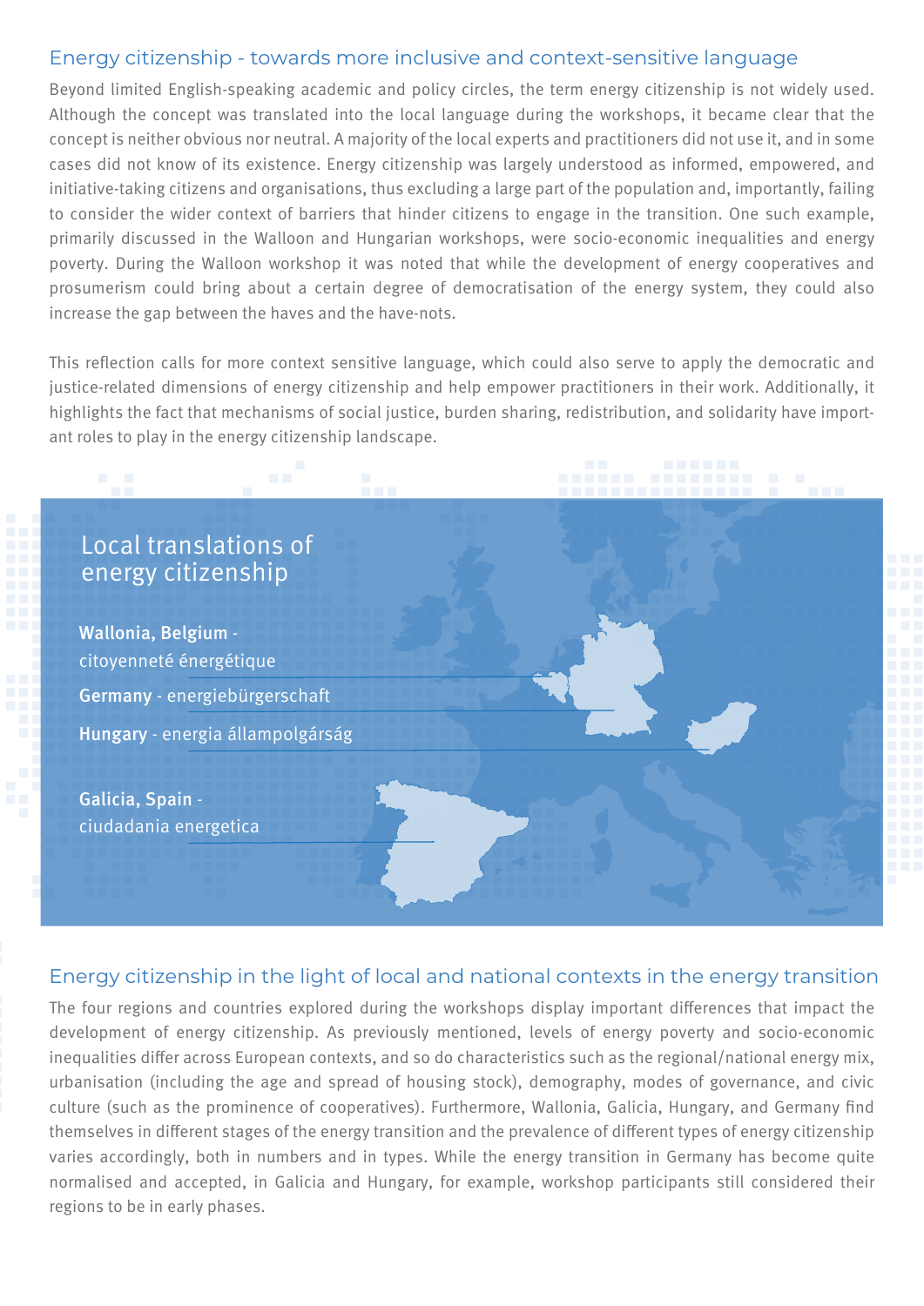## Energy citizenship - towards more inclusive and context-sensitive language

Beyond limited English-speaking academic and policy circles, the term energy citizenship is not widely used. Although the concept was translated into the local language during the workshops, it became clear that the concept is neither obvious nor neutral. A majority of the local experts and practitioners did not use it, and in some cases did not know of its existence. Energy citizenship was largely understood as informed, empowered, and initiative-taking citizens and organisations, thus excluding a large part of the population and, importantly, failing to consider the wider context of barriers that hinder citizens to engage in the transition. One such example, primarily discussed in the Walloon and Hungarian workshops, were socio-economic inequalities and energy poverty. During the Walloon workshop it was noted that while the development of energy cooperatives and prosumerism could bring about a certain degree of democratisation of the energy system, they could also increase the gap between the haves and the have-nots.

This reflection calls for more context sensitive language, which could also serve to apply the democratic and justice-related dimensions of energy citizenship and help empower practitioners in their work. Additionally, it highlights the fact that mechanisms of social justice, burden sharing, redistribution, and solidarity have important roles to play in the energy citizenship landscape.

### Local translations of energy citizenship

**Wallonia, Belgium** - citoyenneté énergétique

**Germany** - energiebürgerschaft

**Hungary** - energia állampolgárság

**Galicia, Spain** - ciudadania energetica

## Energy citizenship in the light of local and national contexts in the energy transition

The four regions and countries explored during the workshops display important differences that impact the development of energy citizenship. As previously mentioned, levels of energy poverty and socio-economic inequalities differ across European contexts, and so do characteristics such as the regional/national energy mix, urbanisation (including the age and spread of housing stock), demography, modes of governance, and civic culture (such as the prominence of cooperatives). Furthermore, Wallonia, Galicia, Hungary, and Germany find themselves in different stages of the energy transition and the prevalence of different types of energy citizenship varies accordingly, both in numbers and in types. While the energy transition in Germany has become quite normalised and accepted, in Galicia and Hungary, for example, workshop participants still considered their regions to be in early phases.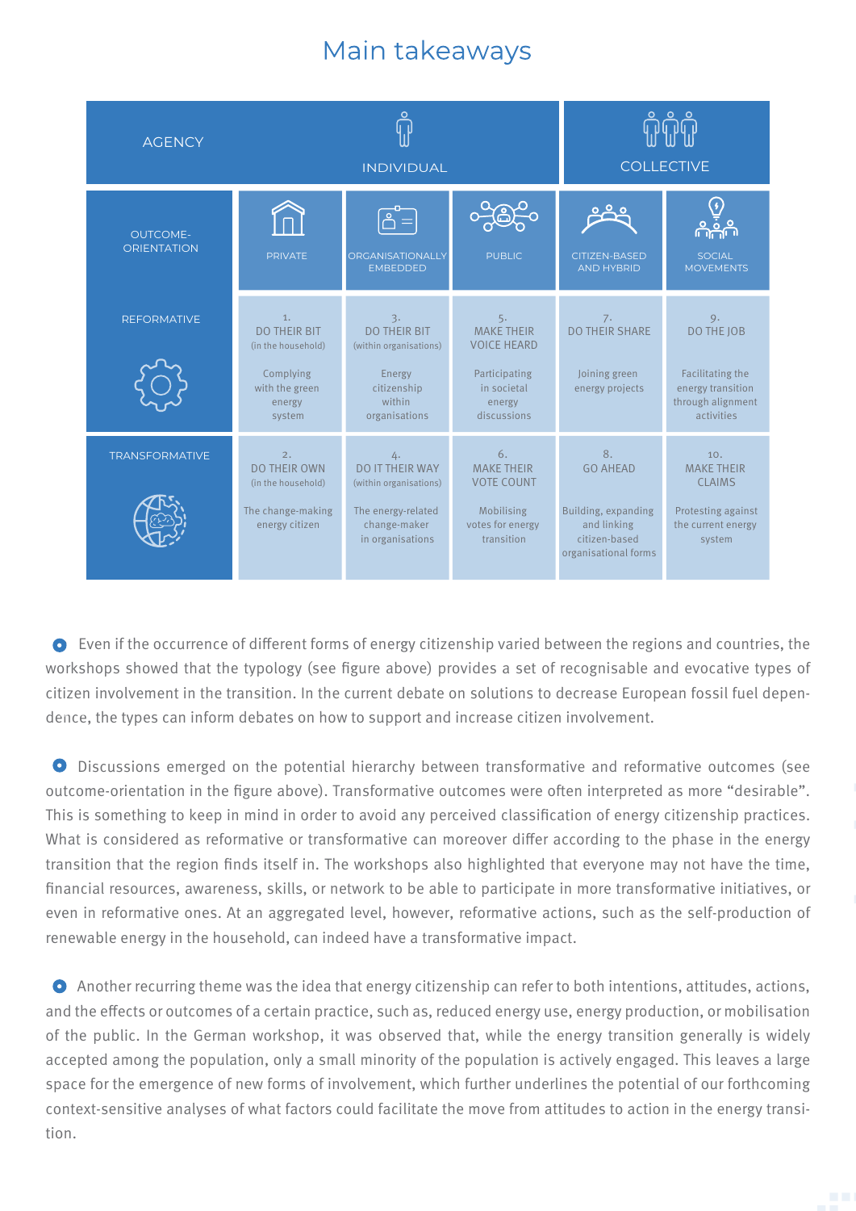# Main takeaways

| AGENCY | INDIVIDUAL | | | COLLECTIVE | |
|---|---|---|---|---|---|
| OUTCOME-ORIENTATION | PRIVATE | ORGANISATIONALLY EMBEDDED | PUBLIC | CITIZEN-BASED AND HYBRID | SOCIAL MOVEMENTS |
| REFORMATIVE | 1. DO THEIR BIT (in the household) Complying with the green energy system | 3. DO THEIR BIT (within organisations) Energy citizenship within organisations | 5. MAKE THEIR VOICE HEARD Participating in societal energy discussions | 7. DO THEIR SHARE Joining green energy projects | 9. DO THE JOB Facilitating the energy transition through alignment activities |
| TRANSFORMATIVE | 2. DO THEIR OWN (in the household) The change-making energy citizen | 4. DO IT THEIR WAY (within organisations) The energy-related change-maker in organisations | 6. MAKE THEIR VOTE COUNT Mobilising votes for energy transition | 8. GO AHEAD Building, expanding and linking citizen-based organisational forms | 10. MAKE THEIR CLAIMS Protesting against the current energy system |

- Even if the occurrence of different forms of energy citizenship varied between the regions and countries, the workshops showed that the typology (see figure above) provides a set of recognisable and evocative types of citizen involvement in the transition. In the current debate on solutions to decrease European fossil fuel dependence, the types can inform debates on how to support and increase citizen involvement.

- Discussions emerged on the potential hierarchy between transformative and reformative outcomes (see outcome-orientation in the figure above). Transformative outcomes were often interpreted as more "desirable". This is something to keep in mind in order to avoid any perceived classification of energy citizenship practices. What is considered as reformative or transformative can moreover differ according to the phase in the energy transition that the region finds itself in. The workshops also highlighted that everyone may not have the time, financial resources, awareness, skills, or network to be able to participate in more transformative initiatives, or even in reformative ones. At an aggregated level, however, reformative actions, such as the self-production of renewable energy in the household, can indeed have a transformative impact.

- Another recurring theme was the idea that energy citizenship can refer to both intentions, attitudes, actions, and the effects or outcomes of a certain practice, such as, reduced energy use, energy production, or mobilisation of the public. In the German workshop, it was observed that, while the energy transition generally is widely accepted among the population, only a small minority of the population is actively engaged. This leaves a large space for the emergence of new forms of involvement, which further underlines the potential of our forthcoming context-sensitive analyses of what factors could facilitate the move from attitudes to action in the energy transition.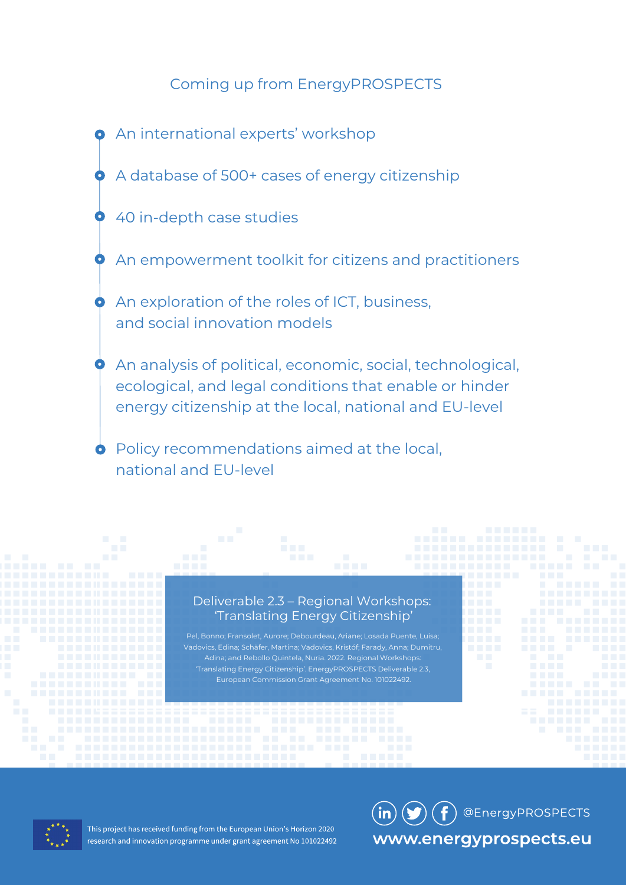## Coming up from EnergyPROSPECTS

- An international experts' workshop
- A database of 500+ cases of energy citizenship
- 40 in-depth case studies
- An empowerment toolkit for citizens and practitioners
- An exploration of the roles of ICT, business, and social innovation models
- An analysis of political, economic, social, technological, ecological, and legal conditions that enable or hinder energy citizenship at the local, national and EU-level
- Policy recommendations aimed at the local, national and EU-level

Deliverable 2.3 – Regional Workshops: 'Translating Energy Citizenship'

Pel, Bonno; Fransolet, Aurore; Debourdeau, Ariane; Losada Puente, Luisa; Vadovics, Edina; Schäfer, Martina; Vadovics, Kristóf; Farady, Anna; Dumitru, Adina; and Rebollo Quintela, Nuria. 2022. Regional Workshops: 'Translating Energy Citizenship'. EnergyPROSPECTS Deliverable 2.3, European Commission Grant Agreement No. 101022492.

This project has received funding from the European Union's Horizon 2020 research and innovation programme under grant agreement No 101022492

@EnergyPROSPECTS

www.energyprospects.eu